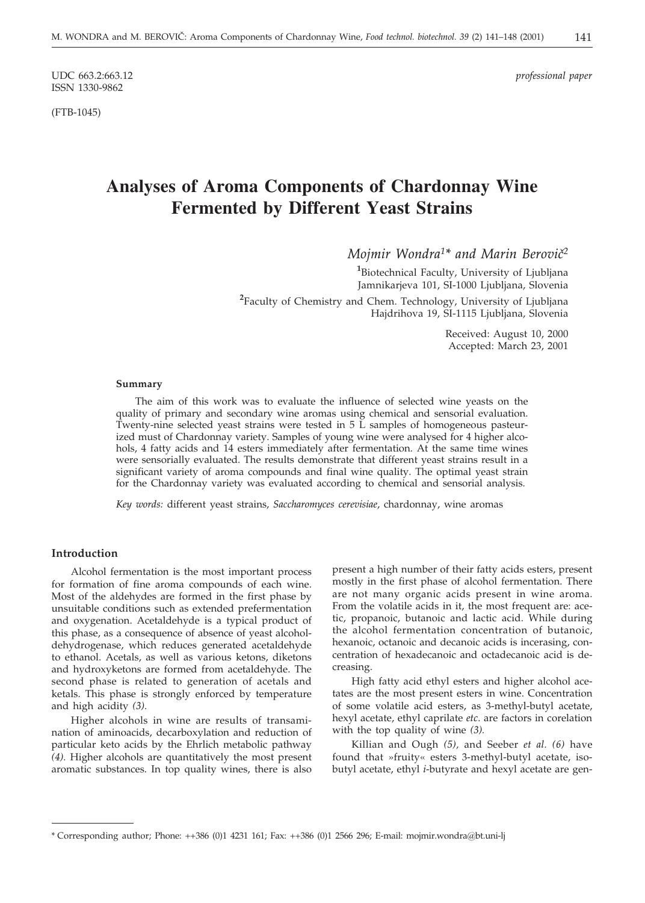UDC 663.2:663.12
ISSN 1330-9862

*professional paper*

(FTB-1045)

# Analyses of Aroma Components of Chardonnay Wine Fermented by Different Yeast Strains

*Mojmir Wondra[1]\* and Marin Berovič[2]*

[1]Biotechnical Faculty, University of Ljubljana
Jamnikarjeva 101, SI-1000 Ljubljana, Slovenia

[2]Faculty of Chemistry and Chem. Technology, University of Ljubljana
Hajdrihova 19, SI-1115 Ljubljana, Slovenia

Received: August 10, 2000
Accepted: March 23, 2001

#### Summary

The aim of this work was to evaluate the influence of selected wine yeasts on the quality of primary and secondary wine aromas using chemical and sensorial evaluation. Twenty-nine selected yeast strains were tested in 5 L samples of homogeneous pasteurized must of Chardonnay variety. Samples of young wine were analysed for 4 higher alcohols, 4 fatty acids and 14 esters immediately after fermentation. At the same time wines were sensorially evaluated. The results demonstrate that different yeast strains result in a significant variety of aroma compounds and final wine quality. The optimal yeast strain for the Chardonnay variety was evaluated according to chemical and sensorial analysis.

*Key words:* different yeast strains, *Saccharomyces cerevisiae*, chardonnay, wine aromas

## Introduction

Alcohol fermentation is the most important process for formation of fine aroma compounds of each wine. Most of the aldehydes are formed in the first phase by unsuitable conditions such as extended prefermentation and oxygenation. Acetaldehyde is a typical product of this phase, as a consequence of absence of yeast alcohol-dehydrogenase, which reduces generated acetaldehyde to ethanol. Acetals, as well as various ketons, diketons and hydroxyketons are formed from acetaldehyde. The second phase is related to generation of acetals and ketals. This phase is strongly enforced by temperature and high acidity *(3).*

Higher alcohols in wine are results of transamination of aminoacids, decarboxylation and reduction of particular keto acids by the Ehrlich metabolic pathway *(4).* Higher alcohols are quantitatively the most present aromatic substances. In top quality wines, there is also present a high number of their fatty acids esters, present mostly in the first phase of alcohol fermentation. There are not many organic acids present in wine aroma. From the volatile acids in it, the most frequent are: acetic, propanoic, butanoic and lactic acid. While during the alcohol fermentation concentration of butanoic, hexanoic, octanoic and decanoic acids is incerasing, concentration of hexadecanoic and octadecanoic acid is decreasing.

High fatty acid ethyl esters and higher alcohol acetates are the most present esters in wine. Concentration of some volatile acid esters, as 3-methyl-butyl acetate, hexyl acetate, ethyl caprilate *etc.* are factors in corelation with the top quality of wine *(3).*

Killian and Ough *(5),* and Seeber *et al. (6)* have found that »fruity« esters 3-methyl-butyl acetate, isobutyl acetate, ethyl *i*-butyrate and hexyl acetate are gen-

\* Corresponding author; Phone: ++386 (0)1 4231 161; Fax: ++386 (0)1 2566 296; E-mail: mojmir.wondra@bt.uni-lj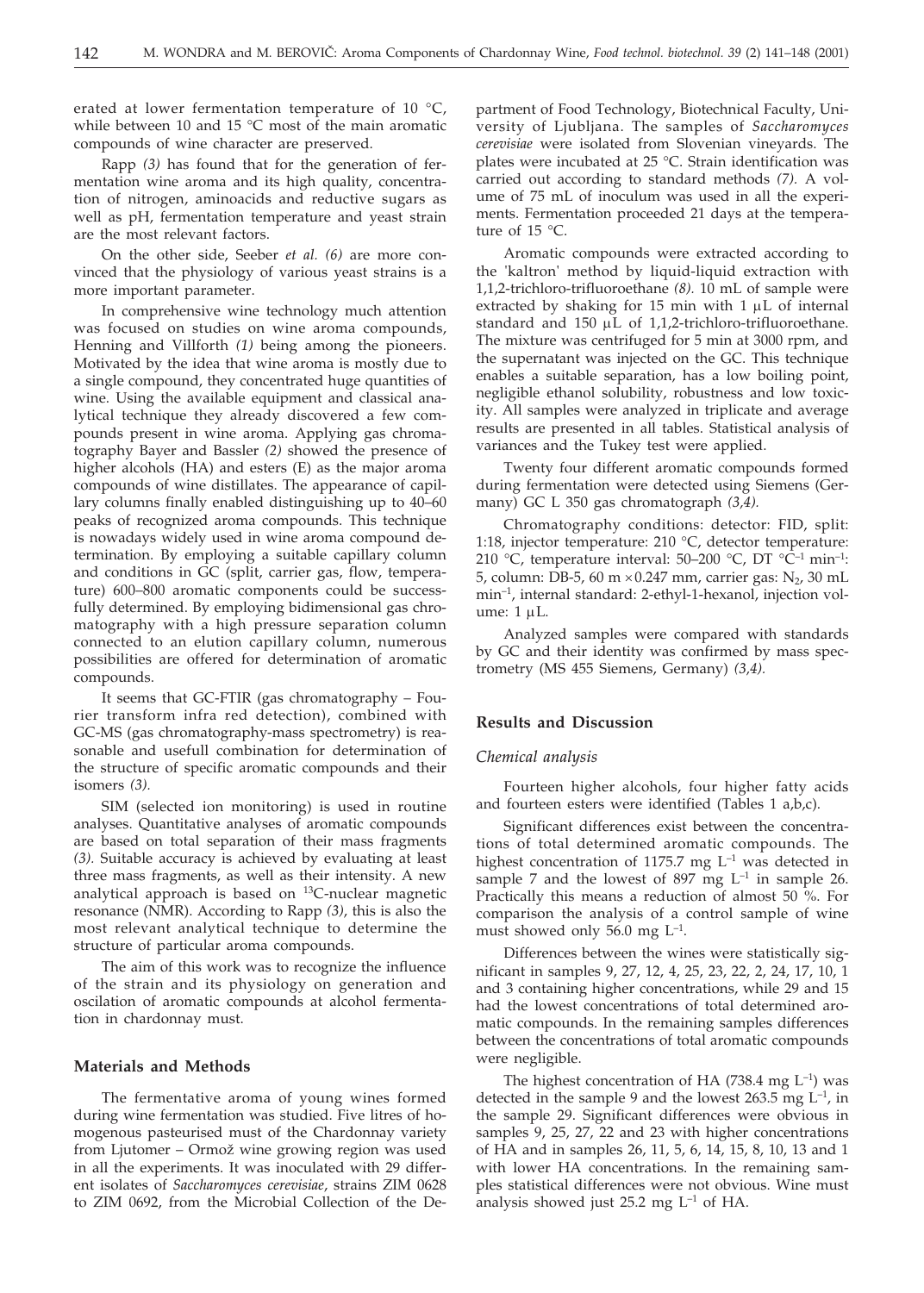erated at lower fermentation temperature of 10 °C, while between 10 and 15 °C most of the main aromatic compounds of wine character are preserved.

Rapp (3) has found that for the generation of fermentation wine aroma and its high quality, concentration of nitrogen, aminoacids and reductive sugars as well as pH, fermentation temperature and yeast strain are the most relevant factors.

On the other side, Seeber *et al.* (6) are more convinced that the physiology of various yeast strains is a more important parameter.

In comprehensive wine technology much attention was focused on studies on wine aroma compounds, Henning and Villforth (1) being among the pioneers. Motivated by the idea that wine aroma is mostly due to a single compound, they concentrated huge quantities of wine. Using the available equipment and classical analytical technique they already discovered a few compounds present in wine aroma. Applying gas chromatography Bayer and Bassler (2) showed the presence of higher alcohols (HA) and esters (E) as the major aroma compounds of wine distillates. The appearance of capillary columns finally enabled distinguishing up to 40–60 peaks of recognized aroma compounds. This technique is nowadays widely used in wine aroma compound determination. By employing a suitable capillary column and conditions in GC (split, carrier gas, flow, temperature) 600–800 aromatic components could be successfully determined. By employing bidimensional gas chromatography with a high pressure separation column connected to an elution capillary column, numerous possibilities are offered for determination of aromatic compounds.

It seems that GC-FTIR (gas chromatography – Fourier transform infra red detection), combined with GC-MS (gas chromatography-mass spectrometry) is reasonable and usefull combination for determination of the structure of specific aromatic compounds and their isomers (3).

SIM (selected ion monitoring) is used in routine analyses. Quantitative analyses of aromatic compounds are based on total separation of their mass fragments (3). Suitable accuracy is achieved by evaluating at least three mass fragments, as well as their intensity. A new analytical approach is based on $^{13}C$-nuclear magnetic resonance (NMR). According to Rapp (3), this is also the most relevant analytical technique to determine the structure of particular aroma compounds.

The aim of this work was to recognize the influence of the strain and its physiology on generation and oscilation of aromatic compounds at alcohol fermentation in chardonnay must.

## Materials and Methods

The fermentative aroma of young wines formed during wine fermentation was studied. Five litres of homogenous pasteurised must of the Chardonnay variety from Ljutomer – Ormož wine growing region was used in all the experiments. It was inoculated with 29 different isolates of *Saccharomyces cerevisiae*, strains ZIM 0628 to ZIM 0692, from the Microbial Collection of the Department of Food Technology, Biotechnical Faculty, University of Ljubljana. The samples of *Saccharomyces cerevisiae* were isolated from Slovenian vineyards. The plates were incubated at 25 °C. Strain identification was carried out according to standard methods (7). A volume of 75 mL of inoculum was used in all the experiments. Fermentation proceeded 21 days at the temperature of 15 °C.

Aromatic compounds were extracted according to the 'kaltron' method by liquid-liquid extraction with 1,1,2-trichloro-trifluoroethane (8). 10 mL of sample were extracted by shaking for 15 min with 1 μL of internal standard and 150 μL of 1,1,2-trichloro-trifluoroethane. The mixture was centrifuged for 5 min at 3000 rpm, and the supernatant was injected on the GC. This technique enables a suitable separation, has a low boiling point, negligible ethanol solubility, robustness and low toxicity. All samples were analyzed in triplicate and average results are presented in all tables. Statistical analysis of variances and the Tukey test were applied.

Twenty four different aromatic compounds formed during fermentation were detected using Siemens (Germany) GC L 350 gas chromatograph (3,4).

Chromatography conditions: detector: FID, split: 1:18, injector temperature: 210 °C, detector temperature: 210 °C, temperature interval: 50–200 °C, DT $°C^{-1}$ $min^{-1}$: 5, column: DB-5, 60 m × 0.247 mm, carrier gas: $N_2$, 30 mL $min^{-1}$, internal standard: 2-ethyl-1-hexanol, injection volume: 1 μL.

Analyzed samples were compared with standards by GC and their identity was confirmed by mass spectrometry (MS 455 Siemens, Germany) (3,4).

## Results and Discussion

### *Chemical analysis*

Fourteen higher alcohols, four higher fatty acids and fourteen esters were identified (Tables 1 a,b,c).

Significant differences exist between the concentrations of total determined aromatic compounds. The highest concentration of 1175.7 mg $L^{-1}$ was detected in sample 7 and the lowest of 897 mg $L^{-1}$ in sample 26. Practically this means a reduction of almost 50 %. For comparison the analysis of a control sample of wine must showed only 56.0 mg $L^{-1}$.

Differences between the wines were statistically significant in samples 9, 27, 12, 4, 25, 23, 22, 2, 24, 17, 10, 1 and 3 containing higher concentrations, while 29 and 15 had the lowest concentrations of total determined aromatic compounds. In the remaining samples differences between the concentrations of total aromatic compounds were negligible.

The highest concentration of HA (738.4 mg $L^{-1}$) was detected in the sample 9 and the lowest 263.5 mg $L^{-1}$, in the sample 29. Significant differences were obvious in samples 9, 25, 27, 22 and 23 with higher concentrations of HA and in samples 26, 11, 5, 6, 14, 15, 8, 10, 13 and 1 with lower HA concentrations. In the remaining samples statistical differences were not obvious. Wine must analysis showed just 25.2 mg $L^{-1}$ of HA.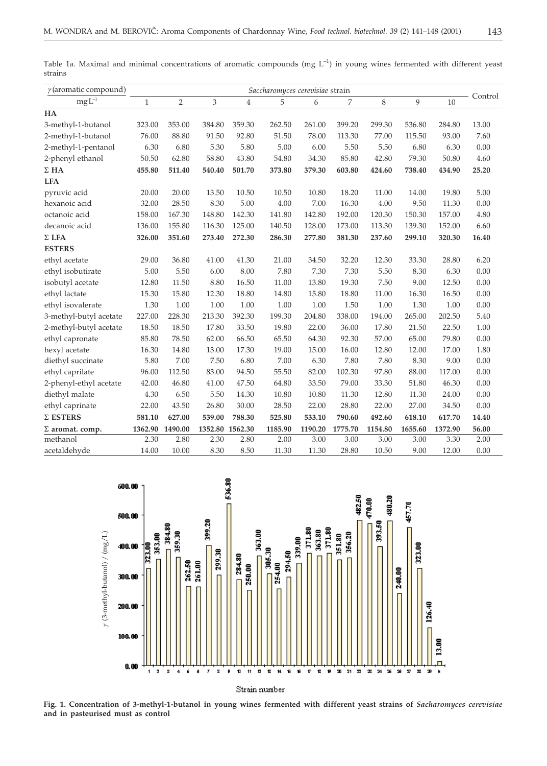Table 1a. Maximal and minimal concentrations of aromatic compounds (mg $L^{-1}$) in young wines fermented with different yeast strains

| $\gamma$(aromatic compound) | *Saccharomyces cerevisiae* strain | | | | | | | | | | Control |
|---|---|---|---|---|---|---|---|---|---|---|---|
| mg$L^{-1}$ | 1 | 2 | 3 | 4 | 5 | 6 | 7 | 8 | 9 | 10 | |
| **HA** | | | | | | | | | | | |
| 3-methyl-1-butanol | 323.00 | 353.00 | 384.80 | 359.30 | 262.50 | 261.00 | 399.20 | 299.30 | 536.80 | 284.80 | 13.00 |
| 2-methyl-1-butanol | 76.00 | 88.80 | 91.50 | 92.80 | 51.50 | 78.00 | 113.30 | 77.00 | 115.50 | 93.00 | 7.60 |
| 2-methyl-1-pentanol | 6.30 | 6.80 | 5.30 | 5.80 | 5.00 | 6.00 | 5.50 | 5.50 | 6.80 | 6.30 | 0.00 |
| 2-phenyl ethanol | 50.50 | 62.80 | 58.80 | 43.80 | 54.80 | 34.30 | 85.80 | 42.80 | 79.30 | 50.80 | 4.60 |
| **Σ HA** | **455.80** | **511.40** | **540.40** | **501.70** | **373.80** | **379.30** | **603.80** | **424.60** | **738.40** | **434.90** | **25.20** |
| **LFA** | | | | | | | | | | | |
| pyruvic acid | 20.00 | 20.00 | 13.50 | 10.50 | 10.50 | 10.80 | 18.20 | 11.00 | 14.00 | 19.80 | 5.00 |
| hexanoic acid | 32.00 | 28.50 | 8.30 | 5.00 | 4.00 | 7.00 | 16.30 | 4.00 | 9.50 | 11.30 | 0.00 |
| octanoic acid | 158.00 | 167.30 | 148.80 | 142.30 | 141.80 | 142.80 | 192.00 | 120.30 | 150.30 | 157.00 | 4.80 |
| decanoic acid | 136.00 | 155.80 | 116.30 | 125.00 | 140.50 | 128.00 | 173.00 | 113.30 | 139.30 | 152.00 | 6.60 |
| **Σ LFA** | **326.00** | **351.60** | **273.40** | **272.30** | **286.30** | **277.80** | **381.30** | **237.60** | **299.10** | **320.30** | **16.40** |
| **ESTERS** | | | | | | | | | | | |
| ethyl acetate | 29.00 | 36.80 | 41.00 | 41.30 | 21.00 | 34.50 | 32.20 | 12.30 | 33.30 | 28.80 | 6.20 |
| ethyl isobutirate | 5.00 | 5.50 | 6.00 | 8.00 | 7.80 | 7.30 | 7.30 | 5.50 | 8.30 | 6.30 | 0.00 |
| isobutyl acetate | 12.80 | 11.50 | 8.80 | 16.50 | 11.00 | 13.80 | 19.30 | 7.50 | 9.00 | 12.50 | 0.00 |
| ethyl lactate | 15.30 | 15.80 | 12.30 | 18.80 | 14.80 | 15.80 | 18.80 | 11.00 | 16.30 | 16.50 | 0.00 |
| ethyl isovalerate | 1.30 | 1.00 | 1.00 | 1.00 | 1.00 | 1.00 | 1.50 | 1.00 | 1.30 | 1.00 | 0.00 |
| 3-methyl-butyl acetate | 227.00 | 228.30 | 213.30 | 392.30 | 199.30 | 204.80 | 338.00 | 194.00 | 265.00 | 202.50 | 5.40 |
| 2-methyl-butyl acetate | 18.50 | 18.50 | 17.80 | 33.50 | 19.80 | 22.00 | 36.00 | 17.80 | 21.50 | 22.50 | 1.00 |
| ethyl capronate | 85.80 | 78.50 | 62.00 | 66.50 | 65.50 | 64.30 | 92.30 | 57.00 | 65.00 | 79.80 | 0.00 |
| hexyl acetate | 16.30 | 14.80 | 13.00 | 17.30 | 19.00 | 15.00 | 16.00 | 12.80 | 12.00 | 17.00 | 1.80 |
| diethyl succinate | 5.80 | 7.00 | 7.50 | 6.80 | 7.00 | 6.30 | 7.80 | 7.80 | 8.30 | 9.00 | 0.00 |
| ethyl caprilate | 96.00 | 112.50 | 83.00 | 94.50 | 55.50 | 82.00 | 102.30 | 97.80 | 88.00 | 117.00 | 0.00 |
| 2-phenyl-ethyl acetate | 42.00 | 46.80 | 41.00 | 47.50 | 64.80 | 33.50 | 79.00 | 33.30 | 51.80 | 46.30 | 0.00 |
| diethyl malate | 4.30 | 6.50 | 5.50 | 14.30 | 10.80 | 10.80 | 11.30 | 12.80 | 11.30 | 24.00 | 0.00 |
| ethyl caprinate | 22.00 | 43.50 | 26.80 | 30.00 | 28.50 | 22.00 | 28.80 | 22.00 | 27.00 | 34.50 | 0.00 |
| **Σ ESTERS** | **581.10** | **627.00** | **539.00** | **788.30** | **525.80** | **533.10** | **790.60** | **492.60** | **618.10** | **617.70** | **14.40** |
| **Σ aromat. comp.** | **1362.90** | **1490.00** | **1352.80** | **1562.30** | **1185.90** | **1190.20** | **1775.70** | **1154.80** | **1655.60** | **1372.90** | **56.00** |
| methanol | 2.30 | 2.80 | 2.30 | 2.80 | 2.00 | 3.00 | 3.00 | 3.00 | 3.00 | 3.30 | 2.00 |
| acetaldehyde | 14.00 | 10.00 | 8.30 | 8.50 | 11.30 | 11.30 | 28.80 | 10.50 | 9.00 | 12.00 | 0.00 |

**Fig. 1. Concentration of 3-methyl-1-butanol in young wines fermented with different yeast strains of *Sacharomyces cerevisiae* and in pasteurised must as control**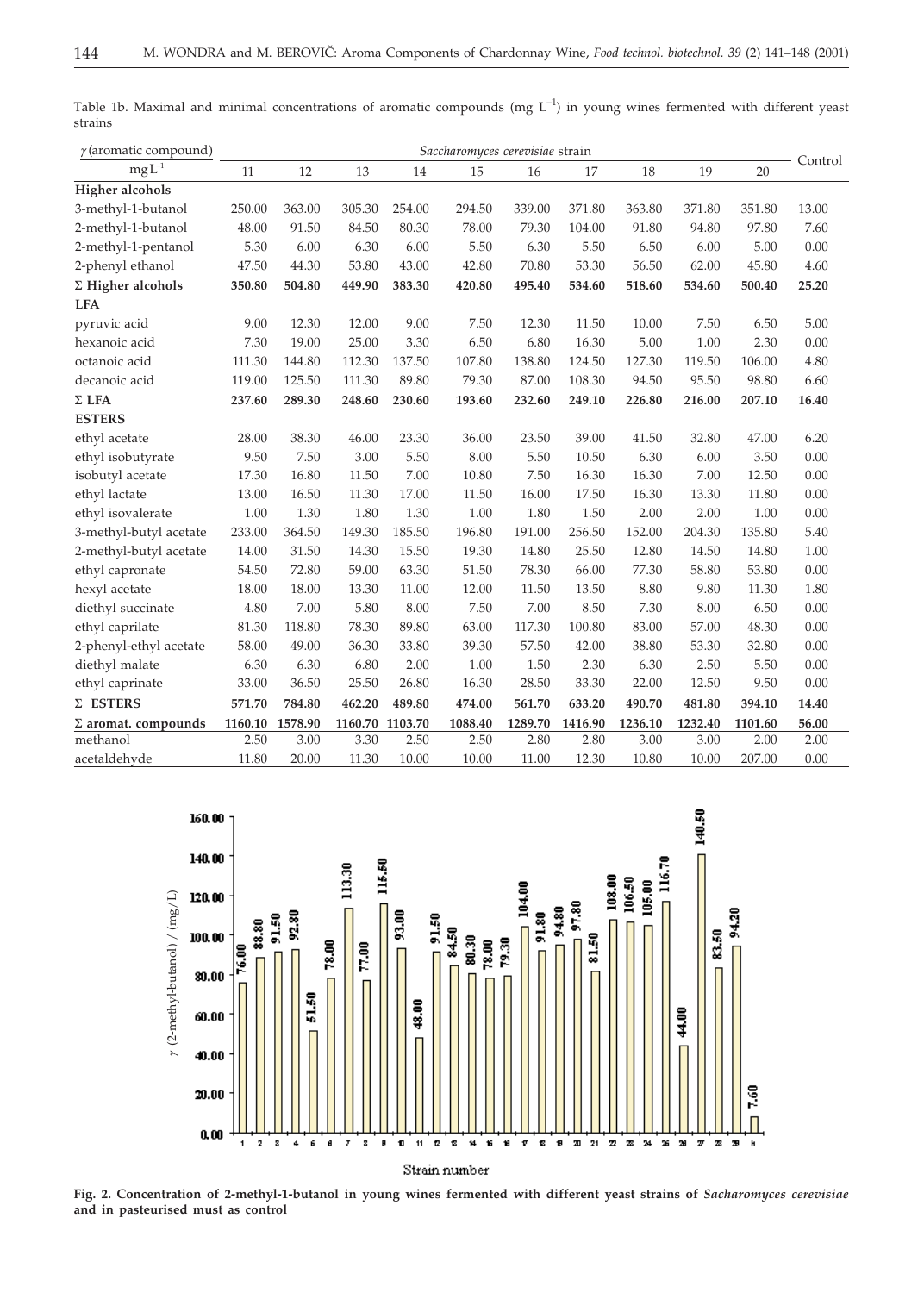Table 1b. Maximal and minimal concentrations of aromatic compounds (mg L$^{-1}$) in young wines fermented with different yeast strains

| $\gamma$(aromatic compound) | *Saccharomyces cerevisiae* strain | | | | | | | | | | Control |
|---|---|---|---|---|---|---|---|---|---|---|---|
| mg L$^{-1}$ | 11 | 12 | 13 | 14 | 15 | 16 | 17 | 18 | 19 | 20 | |
| **Higher alcohols** | | | | | | | | | | | |
| 3-methyl-1-butanol | 250.00 | 363.00 | 305.30 | 254.00 | 294.50 | 339.00 | 371.80 | 363.80 | 371.80 | 351.80 | 13.00 |
| 2-methyl-1-butanol | 48.00 | 91.50 | 84.50 | 80.30 | 78.00 | 79.30 | 104.00 | 91.80 | 94.80 | 97.80 | 7.60 |
| 2-methyl-1-pentanol | 5.30 | 6.00 | 6.30 | 6.00 | 5.50 | 6.30 | 5.50 | 6.50 | 6.00 | 5.00 | 0.00 |
| 2-phenyl ethanol | 47.50 | 44.30 | 53.80 | 43.00 | 42.80 | 70.80 | 53.30 | 56.50 | 62.00 | 45.80 | 4.60 |
| **Σ Higher alcohols** | **350.80** | **504.80** | **449.90** | **383.30** | **420.80** | **495.40** | **534.60** | **518.60** | **534.60** | **500.40** | **25.20** |
| **LFA** | | | | | | | | | | | |
| pyruvic acid | 9.00 | 12.30 | 12.00 | 9.00 | 7.50 | 12.30 | 11.50 | 10.00 | 7.50 | 6.50 | 5.00 |
| hexanoic acid | 7.30 | 19.00 | 25.00 | 3.30 | 6.50 | 6.80 | 16.30 | 5.00 | 1.00 | 2.30 | 0.00 |
| octanoic acid | 111.30 | 144.80 | 112.30 | 137.50 | 107.80 | 138.80 | 124.50 | 127.30 | 119.50 | 106.00 | 4.80 |
| decanoic acid | 119.00 | 125.50 | 111.30 | 89.80 | 79.30 | 87.00 | 108.30 | 94.50 | 95.50 | 98.80 | 6.60 |
| **Σ LFA** | **237.60** | **289.30** | **248.60** | **230.60** | **193.60** | **232.60** | **249.10** | **226.80** | **216.00** | **207.10** | **16.40** |
| **ESTERS** | | | | | | | | | | | |
| ethyl acetate | 28.00 | 38.30 | 46.00 | 23.30 | 36.00 | 23.50 | 39.00 | 41.50 | 32.80 | 47.00 | 6.20 |
| ethyl isobutyrate | 9.50 | 7.50 | 3.00 | 5.50 | 8.00 | 5.50 | 10.50 | 6.30 | 6.00 | 3.50 | 0.00 |
| isobutyl acetate | 17.30 | 16.80 | 11.50 | 7.00 | 10.80 | 7.50 | 16.30 | 16.30 | 7.00 | 12.50 | 0.00 |
| ethyl lactate | 13.00 | 16.50 | 11.30 | 17.00 | 11.50 | 16.00 | 17.50 | 16.30 | 13.30 | 11.80 | 0.00 |
| ethyl isovalerate | 1.00 | 1.30 | 1.80 | 1.30 | 1.00 | 1.80 | 1.50 | 2.00 | 2.00 | 1.00 | 0.00 |
| 3-methyl-butyl acetate | 233.00 | 364.50 | 149.30 | 185.50 | 196.80 | 191.00 | 256.50 | 152.00 | 204.30 | 135.80 | 5.40 |
| 2-methyl-butyl acetate | 14.00 | 31.50 | 14.30 | 15.50 | 19.30 | 14.80 | 25.50 | 12.80 | 14.50 | 14.80 | 1.00 |
| ethyl capronate | 54.50 | 72.80 | 59.00 | 63.30 | 51.50 | 78.30 | 66.00 | 77.30 | 58.80 | 53.80 | 0.00 |
| hexyl acetate | 18.00 | 18.00 | 13.30 | 11.00 | 12.00 | 11.50 | 13.50 | 8.80 | 9.80 | 11.30 | 1.80 |
| diethyl succinate | 4.80 | 7.00 | 5.80 | 8.00 | 7.50 | 7.00 | 8.50 | 7.30 | 8.00 | 6.50 | 0.00 |
| ethyl caprilate | 81.30 | 118.80 | 78.30 | 89.80 | 63.00 | 117.30 | 100.80 | 83.00 | 57.00 | 48.30 | 0.00 |
| 2-phenyl-ethyl acetate | 58.00 | 49.00 | 36.30 | 33.80 | 39.30 | 57.50 | 42.00 | 38.80 | 53.30 | 32.80 | 0.00 |
| diethyl malate | 6.30 | 6.30 | 6.80 | 2.00 | 1.00 | 1.50 | 2.30 | 6.30 | 2.50 | 5.50 | 0.00 |
| ethyl caprinate | 33.00 | 36.50 | 25.50 | 26.80 | 16.30 | 28.50 | 33.30 | 22.00 | 12.50 | 9.50 | 0.00 |
| **Σ ESTERS** | **571.70** | **784.80** | **462.20** | **489.80** | **474.00** | **561.70** | **633.20** | **490.70** | **481.80** | **394.10** | **14.40** |
| **Σ aromat. compounds** | **1160.10** | **1578.90** | **1160.70** | **1103.70** | **1088.40** | **1289.70** | **1416.90** | **1236.10** | **1232.40** | **1101.60** | **56.00** |
| methanol | 2.50 | 3.00 | 3.30 | 2.50 | 2.50 | 2.80 | 2.80 | 3.00 | 3.00 | 2.00 | 2.00 |
| acetaldehyde | 11.80 | 20.00 | 11.30 | 10.00 | 10.00 | 11.00 | 12.30 | 10.80 | 10.00 | 207.00 | 0.00 |

**Fig. 2. Concentration of 2-methyl-1-butanol in young wines fermented with different yeast strains of *Sacharomyces cerevisiae* and in pasteurised must as control**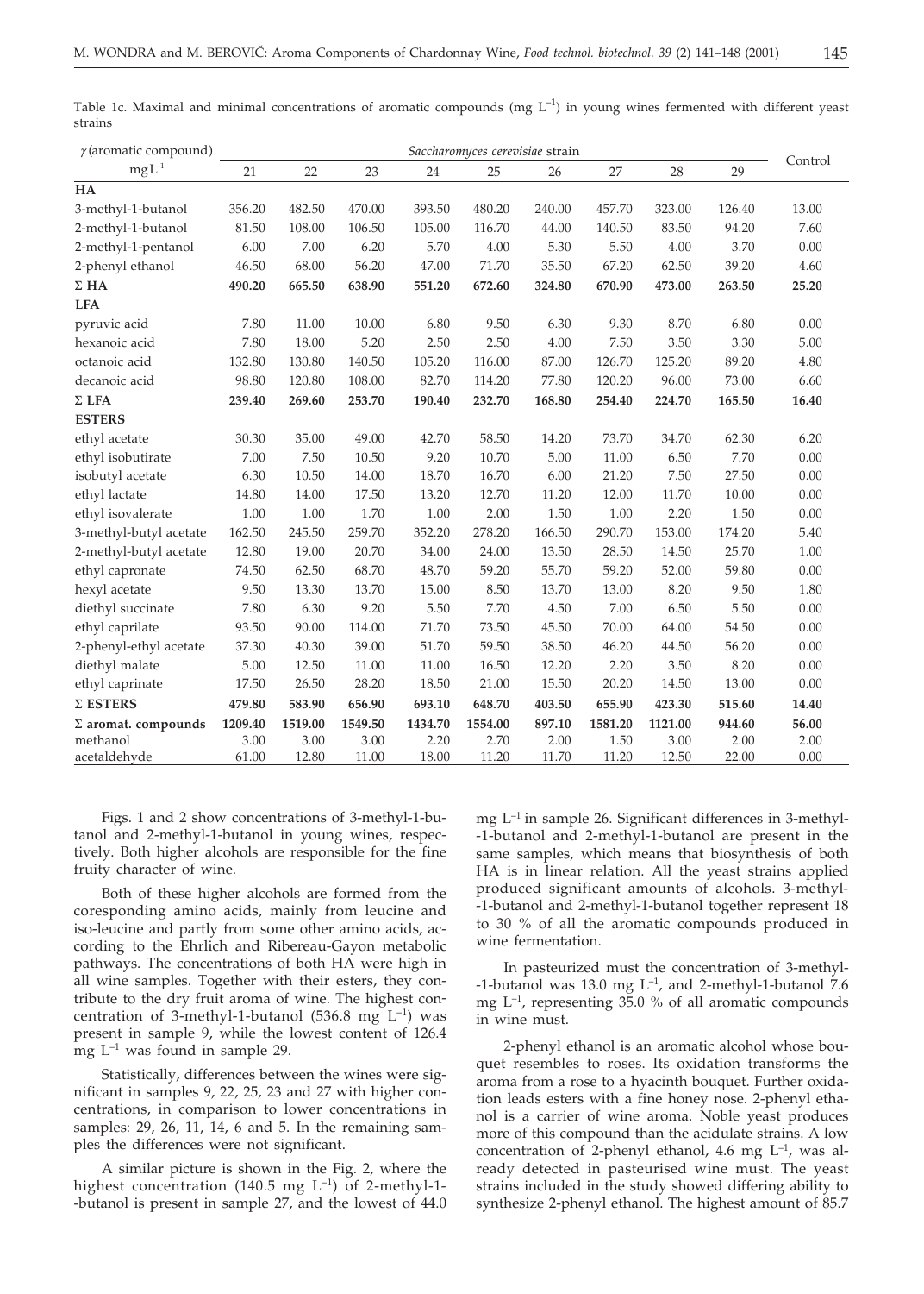Table 1c. Maximal and minimal concentrations of aromatic compounds (mg $L^{-1}$) in young wines fermented with different yeast strains

| $\gamma$(aromatic compound) / mg$L^{-1}$ | *Saccharomyces cerevisiae* strain | | | | | | | | | Control |
|---|---|---|---|---|---|---|---|---|---|---|
| | 21 | 22 | 23 | 24 | 25 | 26 | 27 | 28 | 29 | |
| **HA** | | | | | | | | | | |
| 3-methyl-1-butanol | 356.20 | 482.50 | 470.00 | 393.50 | 480.20 | 240.00 | 457.70 | 323.00 | 126.40 | 13.00 |
| 2-methyl-1-butanol | 81.50 | 108.00 | 106.50 | 105.00 | 116.70 | 44.00 | 140.50 | 83.50 | 94.20 | 7.60 |
| 2-methyl-1-pentanol | 6.00 | 7.00 | 6.20 | 5.70 | 4.00 | 5.30 | 5.50 | 4.00 | 3.70 | 0.00 |
| 2-phenyl ethanol | 46.50 | 68.00 | 56.20 | 47.00 | 71.70 | 35.50 | 67.20 | 62.50 | 39.20 | 4.60 |
| **Σ HA** | **490.20** | **665.50** | **638.90** | **551.20** | **672.60** | **324.80** | **670.90** | **473.00** | **263.50** | **25.20** |
| **LFA** | | | | | | | | | | |
| pyruvic acid | 7.80 | 11.00 | 10.00 | 6.80 | 9.50 | 6.30 | 9.30 | 8.70 | 6.80 | 0.00 |
| hexanoic acid | 7.80 | 18.00 | 5.20 | 2.50 | 2.50 | 4.00 | 7.50 | 3.50 | 3.30 | 5.00 |
| octanoic acid | 132.80 | 130.80 | 140.50 | 105.20 | 116.00 | 87.00 | 126.70 | 125.20 | 89.20 | 4.80 |
| decanoic acid | 98.80 | 120.80 | 108.00 | 82.70 | 114.20 | 77.80 | 120.20 | 96.00 | 73.00 | 6.60 |
| **Σ LFA** | **239.40** | **269.60** | **253.70** | **190.40** | **232.70** | **168.80** | **254.40** | **224.70** | **165.50** | **16.40** |
| **ESTERS** | | | | | | | | | | |
| ethyl acetate | 30.30 | 35.00 | 49.00 | 42.70 | 58.50 | 14.20 | 73.70 | 34.70 | 62.30 | 6.20 |
| ethyl isobutirate | 7.00 | 7.50 | 10.50 | 9.20 | 10.70 | 5.00 | 11.00 | 6.50 | 7.70 | 0.00 |
| isobutyl acetate | 6.30 | 10.50 | 14.00 | 18.70 | 16.70 | 6.00 | 21.20 | 7.50 | 27.50 | 0.00 |
| ethyl lactate | 14.80 | 14.00 | 17.50 | 13.20 | 12.70 | 11.20 | 12.00 | 11.70 | 10.00 | 0.00 |
| ethyl isovalerate | 1.00 | 1.00 | 1.70 | 1.00 | 2.00 | 1.50 | 1.00 | 2.20 | 1.50 | 0.00 |
| 3-methyl-butyl acetate | 162.50 | 245.50 | 259.70 | 352.20 | 278.20 | 166.50 | 290.70 | 153.00 | 174.20 | 5.40 |
| 2-methyl-butyl acetate | 12.80 | 19.00 | 20.70 | 34.00 | 24.00 | 13.50 | 28.50 | 14.50 | 25.70 | 1.00 |
| ethyl capronate | 74.50 | 62.50 | 68.70 | 48.70 | 59.20 | 55.70 | 59.20 | 52.00 | 59.80 | 0.00 |
| hexyl acetate | 9.50 | 13.30 | 13.70 | 15.00 | 8.50 | 13.70 | 13.00 | 8.20 | 9.50 | 1.80 |
| diethyl succinate | 7.80 | 6.30 | 9.20 | 5.50 | 7.70 | 4.50 | 7.00 | 6.50 | 5.50 | 0.00 |
| ethyl caprilate | 93.50 | 90.00 | 114.00 | 71.70 | 73.50 | 45.50 | 70.00 | 64.00 | 54.50 | 0.00 |
| 2-phenyl-ethyl acetate | 37.30 | 40.30 | 39.00 | 51.70 | 59.50 | 38.50 | 46.20 | 44.50 | 56.20 | 0.00 |
| diethyl malate | 5.00 | 12.50 | 11.00 | 11.00 | 16.50 | 12.20 | 2.20 | 3.50 | 8.20 | 0.00 |
| ethyl caprinate | 17.50 | 26.50 | 28.20 | 18.50 | 21.00 | 15.50 | 20.20 | 14.50 | 13.00 | 0.00 |
| **Σ ESTERS** | **479.80** | **583.90** | **656.90** | **693.10** | **648.70** | **403.50** | **655.90** | **423.30** | **515.60** | **14.40** |
| **Σ aromat. compounds** | **1209.40** | **1519.00** | **1549.50** | **1434.70** | **1554.00** | **897.10** | **1581.20** | **1121.00** | **944.60** | **56.00** |
| methanol | 3.00 | 3.00 | 3.00 | 2.20 | 2.70 | 2.00 | 1.50 | 3.00 | 2.00 | 2.00 |
| acetaldehyde | 61.00 | 12.80 | 11.00 | 18.00 | 11.20 | 11.70 | 11.20 | 12.50 | 22.00 | 0.00 |

Figs. 1 and 2 show concentrations of 3-methyl-1-butanol and 2-methyl-1-butanol in young wines, respectively. Both higher alcohols are responsible for the fine fruity character of wine.

Both of these higher alcohols are formed from the coresponding amino acids, mainly from leucine and iso-leucine and partly from some other amino acids, according to the Ehrlich and Ribereau-Gayon metabolic pathways. The concentrations of both HA were high in all wine samples. Together with their esters, they contribute to the dry fruit aroma of wine. The highest concentration of 3-methyl-1-butanol (536.8 mg $L^{-1}$) was present in sample 9, while the lowest content of 126.4 mg $L^{-1}$ was found in sample 29.

Statistically, differences between the wines were significant in samples 9, 22, 25, 23 and 27 with higher concentrations, in comparison to lower concentrations in samples: 29, 26, 11, 14, 6 and 5. In the remaining samples the differences were not significant.

A similar picture is shown in the Fig. 2, where the highest concentration (140.5 mg $L^{-1}$) of 2-methyl-1-butanol is present in sample 27, and the lowest of 44.0 mg $L^{-1}$ in sample 26. Significant differences in 3-methyl-1-butanol and 2-methyl-1-butanol are present in the same samples, which means that biosynthesis of both HA is in linear relation. All the yeast strains applied produced significant amounts of alcohols. 3-methyl-1-butanol and 2-methyl-1-butanol together represent 18 to 30 % of all the aromatic compounds produced in wine fermentation.

In pasteurized must the concentration of 3-methyl-1-butanol was 13.0 mg $L^{-1}$, and 2-methyl-1-butanol 7.6 mg $L^{-1}$, representing 35.0 % of all aromatic compounds in wine must.

2-phenyl ethanol is an aromatic alcohol whose bouquet resembles to roses. Its oxidation transforms the aroma from a rose to a hyacinth bouquet. Further oxidation leads esters with a fine honey nose. 2-phenyl ethanol is a carrier of wine aroma. Noble yeast produces more of this compound than the acidulate strains. A low concentration of 2-phenyl ethanol, 4.6 mg $L^{-1}$, was already detected in pasteurised wine must. The yeast strains included in the study showed differing ability to synthesize 2-phenyl ethanol. The highest amount of 85.7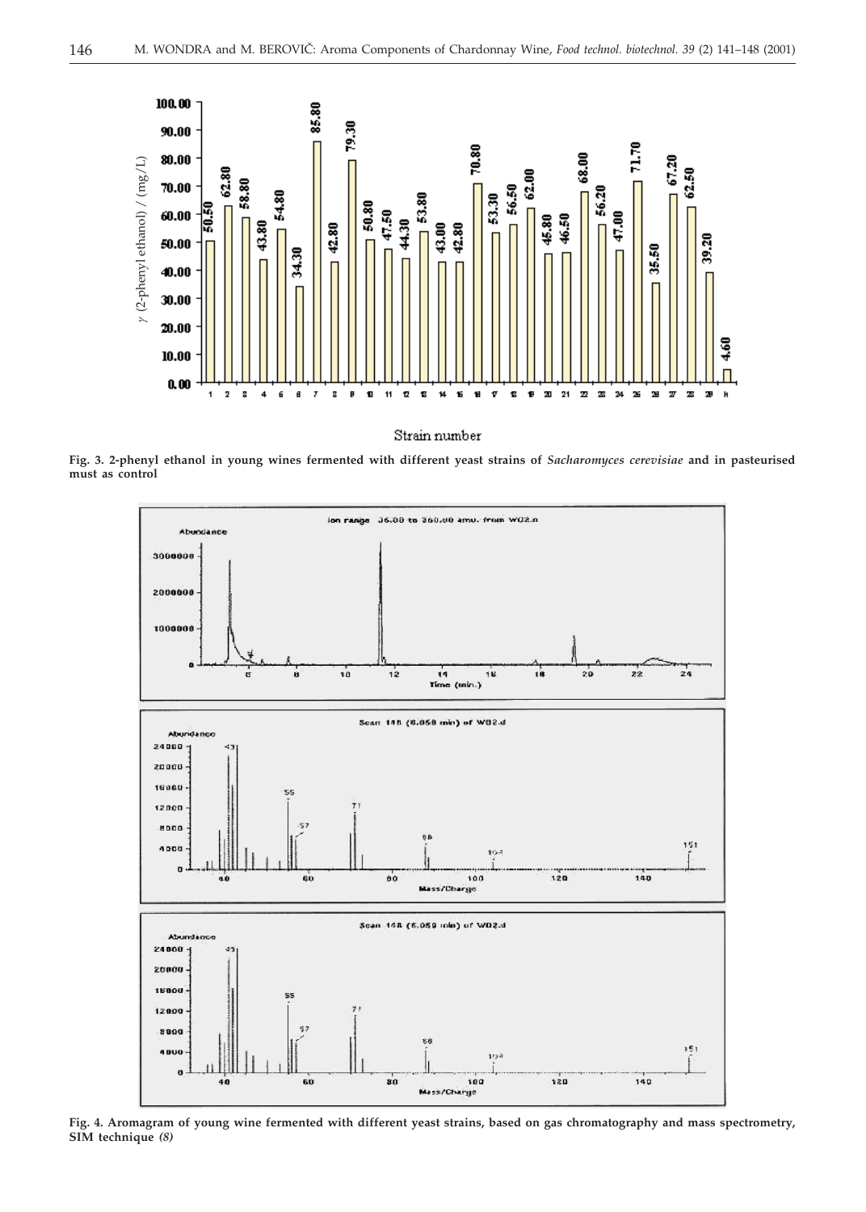Strain number

**Fig. 3. 2-phenyl ethanol in young wines fermented with different yeast strains of *Sacharomyces cerevisiae* and in pasteurised must as control**

**Fig. 4. Aromagram of young wine fermented with different yeast strains, based on gas chromatography and mass spectrometry, SIM technique *(8)***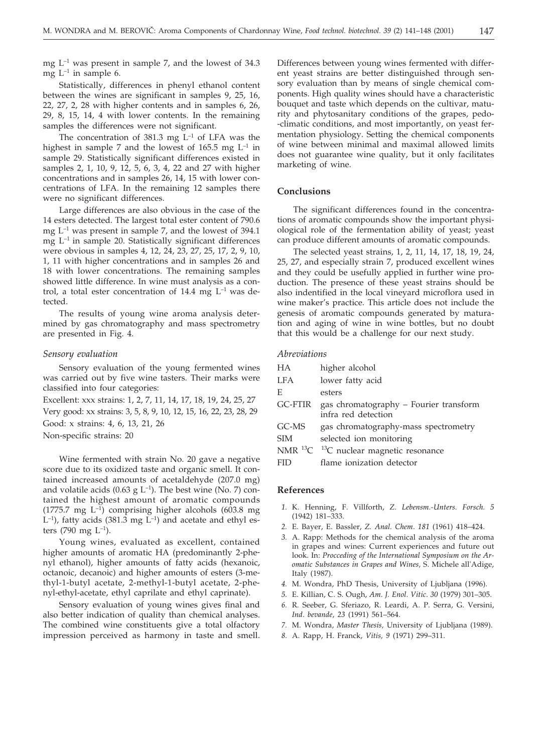mg $L^{-1}$ was present in sample 7, and the lowest of 34.3 mg $L^{-1}$ in sample 6.

Statistically, differences in phenyl ethanol content between the wines are significant in samples 9, 25, 16, 22, 27, 2, 28 with higher contents and in samples 6, 26, 29, 8, 15, 14, 4 with lower contents. In the remaining samples the differences were not significant.

The concentration of 381.3 mg $L^{-1}$ of LFA was the highest in sample 7 and the lowest of 165.5 mg $L^{-1}$ in sample 29. Statistically significant differences existed in samples 2, 1, 10, 9, 12, 5, 6, 3, 4, 22 and 27 with higher concentrations and in samples 26, 14, 15 with lower concentrations of LFA. In the remaining 12 samples there were no significant differences.

Large differences are also obvious in the case of the 14 esters detected. The largest total ester content of 790.6 mg $L^{-1}$ was present in sample 7, and the lowest of 394.1 mg $L^{-1}$ in sample 20. Statistically significant differences were obvious in samples 4, 12, 24, 23, 27, 25, 17, 2, 9, 10, 1, 11 with higher concentrations and in samples 26 and 18 with lower concentrations. The remaining samples showed little difference. In wine must analysis as a control, a total ester concentration of 14.4 mg $L^{-1}$ was detected.

The results of young wine aroma analysis determined by gas chromatography and mass spectrometry are presented in Fig. 4.

### *Sensory evaluation*

Sensory evaluation of the young fermented wines was carried out by five wine tasters. Their marks were classified into four categories:

Excellent: xxx strains: 1, 2, 7, 11, 14, 17, 18, 19, 24, 25, 27
Very good: xx strains: 3, 5, 8, 9, 10, 12, 15, 16, 22, 23, 28, 29
Good: x strains: 4, 6, 13, 21, 26
Non-specific strains: 20

Wine fermented with strain No. 20 gave a negative score due to its oxidized taste and organic smell. It contained increased amounts of acetaldehyde (207.0 mg) and volatile acids (0.63 g $L^{-1}$). The best wine (No. 7) contained the highest amount of aromatic compounds (1775.7 mg $L^{-1}$) comprising higher alcohols (603.8 mg $L^{-1}$), fatty acids (381.3 mg $L^{-1}$) and acetate and ethyl esters (790 mg $L^{-1}$).

Young wines, evaluated as excellent, contained higher amounts of aromatic HA (predominantly 2-phenyl ethanol), higher amounts of fatty acids (hexanoic, octanoic, decanoic) and higher amounts of esters (3-methyl-1-butyl acetate, 2-methyl-1-butyl acetate, 2-phenyl-ethyl-acetate, ethyl caprilate and ethyl caprinate).

Sensory evaluation of young wines gives final and also better indication of quality than chemical analyses. The combined wine constituents give a total olfactory impression perceived as harmony in taste and smell. Differences between young wines fermented with different yeast strains are better distinguished through sensory evaluation than by means of single chemical components. High quality wines should have a characteristic bouquet and taste which depends on the cultivar, maturity and phytosanitary conditions of the grapes, pedo-climatic conditions, and most importantly, on yeast fermentation physiology. Setting the chemical components of wine between minimal and maximal allowed limits does not guarantee wine quality, but it only facilitates marketing of wine.

## Conclusions

The significant differences found in the concentrations of aromatic compounds show the important physiological role of the fermentation ability of yeast; yeast can produce different amounts of aromatic compounds.

The selected yeast strains, 1, 2, 11, 14, 17, 18, 19, 24, 25, 27, and especially strain 7, produced excellent wines and they could be usefully applied in further wine production. The presence of these yeast strains should be also indentified in the local vineyard microflora used in wine maker's practice. This article does not include the genesis of aromatic compounds generated by maturation and aging of wine in wine bottles, but no doubt that this would be a challenge for our next study.

### *Abreviations*

| | |
|---|---|
| HA | higher alcohol |
| LFA | lower fatty acid |
| E | esters |
| GC-FTIR | gas chromatography – Fourier transform infra red detection |
| GC-MS | gas chromatography-mass spectrometry |
| SIM | selected ion monitoring |
| NMR $^{13}C$ | $^{13}C$ nuclear magnetic resonance |
| FID | flame ionization detector |

## References

1. K. Henning, F. Villforth, *Z. Lebensm.-Unters. Forsch. 5* (1942) 181–333.
2. E. Bayer, E. Bassler, *Z. Anal. Chem. 181* (1961) 418–424.
3. A. Rapp: Methods for the chemical analysis of the aroma in grapes and wines: Current experiences and future out look. In: *Procceding of the International Symposium on the Aromatic Substances in Grapes and Wines*, S. Michele all'Adige, Italy (1987).
4. M. Wondra, PhD Thesis, University of Ljubljana (1996).
5. E. Killian, C. S. Ough, *Am. J. Enol. Vitic. 30* (1979) 301–305.
6. R. Seeber, G. Sferiazo, R. Leardi, A. P. Serra, G. Versini, *Ind. bevande*, *23* (1991) 561–564.
7. M. Wondra, *Master Thesis*, University of Ljubljana (1989).
8. A. Rapp, H. Franck, *Vitis, 9* (1971) 299–311.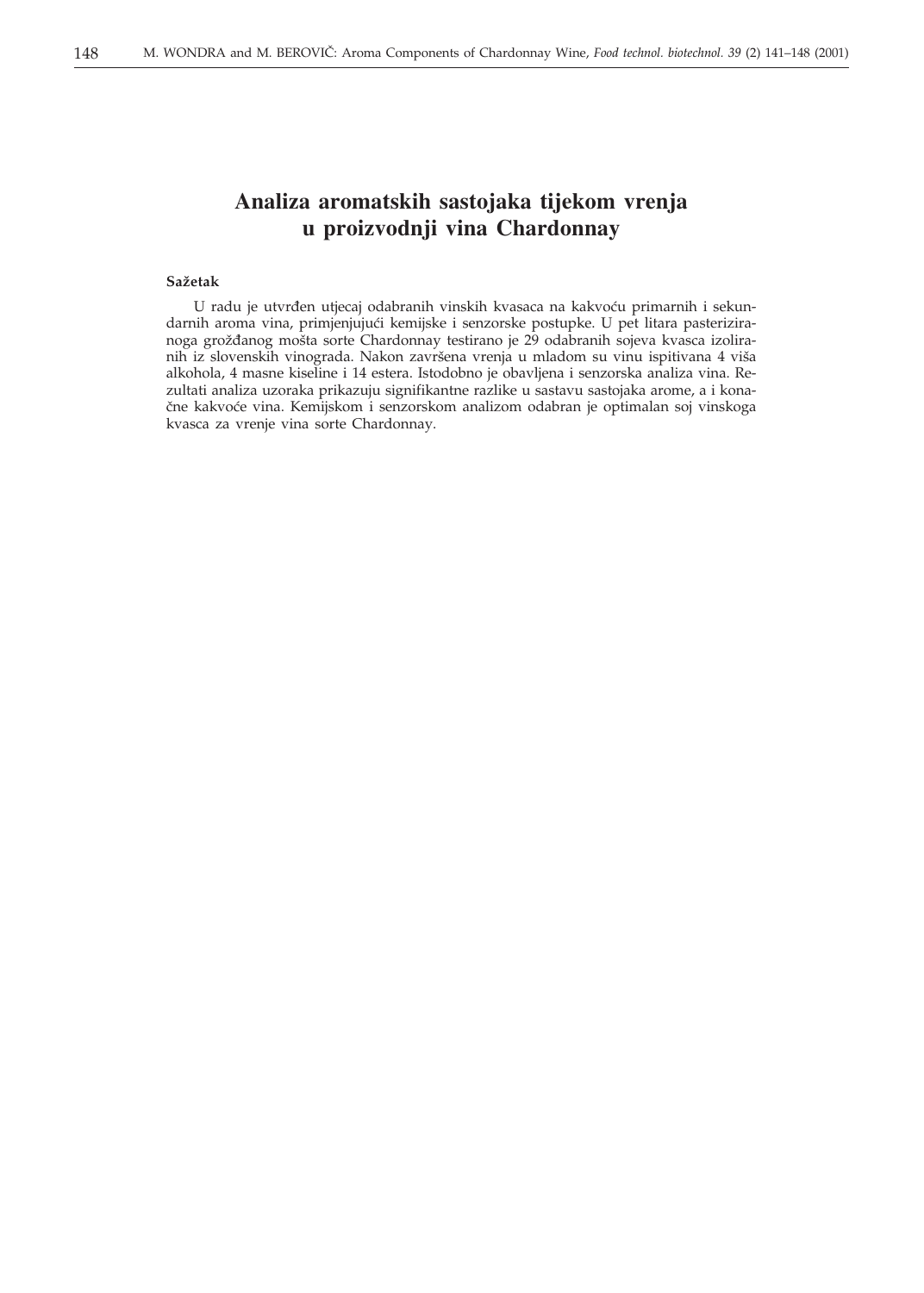# Analiza aromatskih sastojaka tijekom vrenja u proizvodnji vina Chardonnay

### Sažetak

U radu je utvrđen utjecaj odabranih vinskih kvasaca na kakvoću primarnih i sekundarnih aroma vina, primjenjujući kemijske i senzorske postupke. U pet litara pasteriziranoga grožđanog mošta sorte Chardonnay testirano je 29 odabranih sojeva kvasca izoliranih iz slovenskih vinograda. Nakon završena vrenja u mladom su vinu ispitivana 4 viša alkohola, 4 masne kiseline i 14 estera. Istodobno je obavljena i senzorska analiza vina. Rezultati analiza uzoraka prikazuju signifikantne razlike u sastavu sastojaka arome, a i konačne kakvoće vina. Kemijskom i senzorskom analizom odabran je optimalan soj vinskoga kvasca za vrenje vina sorte Chardonnay.